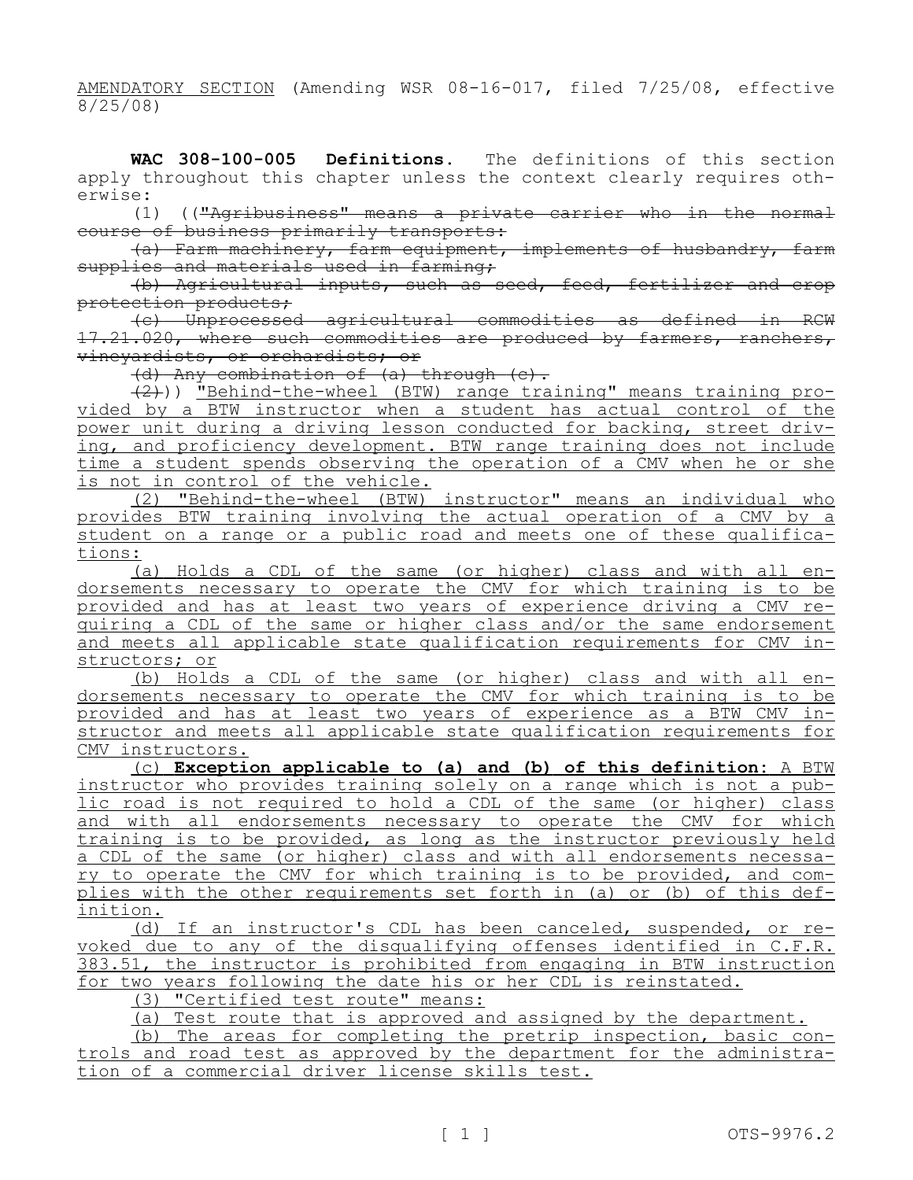AMENDATORY SECTION (Amending WSR 08-16-017, filed 7/25/08, effective 8/25/08)

**WAC 308-100-005 Definitions.** The definitions of this section apply throughout this chapter unless the context clearly requires otherwise:

(1) ((~~"Agribusiness" means a private carrier who in the normal course of business primarily transports:~~

~~(a) Farm machinery, farm equipment, implements of husbandry, farm supplies and materials used in farming;~~

~~(b) Agricultural inputs, such as seed, feed, fertilizer and crop protection products;~~

~~(c) Unprocessed agricultural commodities as defined in RCW 17.21.020, where such commodities are produced by farmers, ranchers, vineyardists, or orchardists; or~~

~~(d) Any combination of (a) through (c).~~

~~(2)~~)) "Behind-the-wheel (BTW) range training" means training provided by a BTW instructor when a student has actual control of the power unit during a driving lesson conducted for backing, street driving, and proficiency development. BTW range training does not include time a student spends observing the operation of a CMV when he or she is not in control of the vehicle.

(2) "Behind-the-wheel (BTW) instructor" means an individual who provides BTW training involving the actual operation of a CMV by a student on a range or a public road and meets one of these qualifications:

(a) Holds a CDL of the same (or higher) class and with all endorsements necessary to operate the CMV for which training is to be provided and has at least two years of experience driving a CMV requiring a CDL of the same or higher class and/or the same endorsement and meets all applicable state qualification requirements for CMV instructors; or

(b) Holds a CDL of the same (or higher) class and with all endorsements necessary to operate the CMV for which training is to be provided and has at least two years of experience as a BTW CMV instructor and meets all applicable state qualification requirements for CMV instructors.

(c) **Exception applicable to (a) and (b) of this definition**: A BTW instructor who provides training solely on a range which is not a public road is not required to hold a CDL of the same (or higher) class and with all endorsements necessary to operate the CMV for which training is to be provided, as long as the instructor previously held a CDL of the same (or higher) class and with all endorsements necessary to operate the CMV for which training is to be provided, and complies with the other requirements set forth in (a) or (b) of this definition.

(d) If an instructor's CDL has been canceled, suspended, or revoked due to any of the disqualifying offenses identified in C.F.R. 383.51, the instructor is prohibited from engaging in BTW instruction for two years following the date his or her CDL is reinstated.

(3) "Certified test route" means:

(a) Test route that is approved and assigned by the department.

(b) The areas for completing the pretrip inspection, basic controls and road test as approved by the department for the administration of a commercial driver license skills test.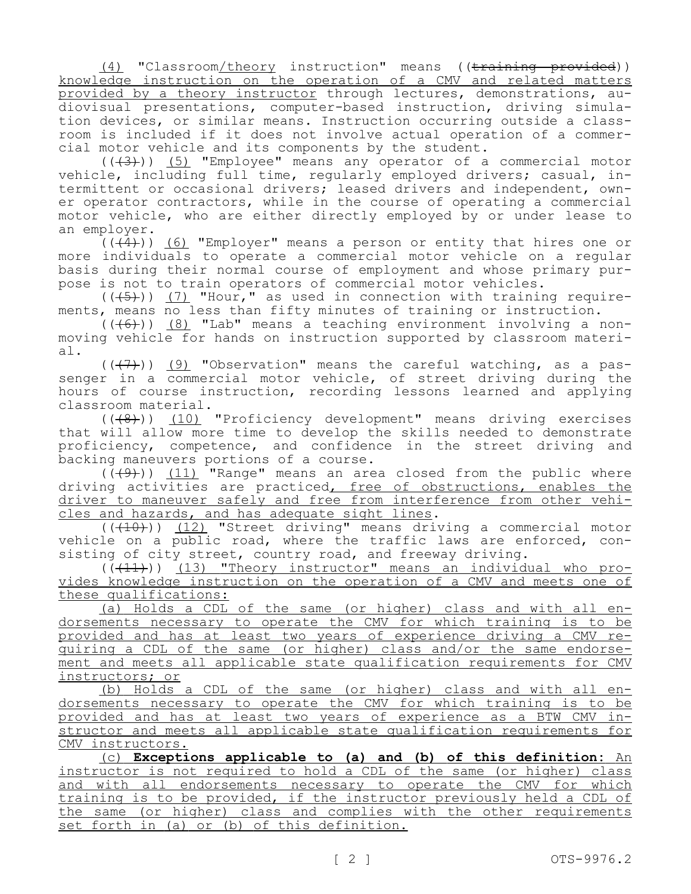(4) "Classroom/theory instruction" means ((training provided)) knowledge instruction on the operation of a CMV and related matters provided by a theory instructor through lectures, demonstrations, audiovisual presentations, computer-based instruction, driving simulation devices, or similar means. Instruction occurring outside a classroom is included if it does not involve actual operation of a commercial motor vehicle and its components by the student.

(((3))) (5) "Employee" means any operator of a commercial motor vehicle, including full time, regularly employed drivers; casual, intermittent or occasional drivers; leased drivers and independent, owner operator contractors, while in the course of operating a commercial motor vehicle, who are either directly employed by or under lease to an employer.

(((4))) (6) "Employer" means a person or entity that hires one or more individuals to operate a commercial motor vehicle on a regular basis during their normal course of employment and whose primary purpose is not to train operators of commercial motor vehicles.

(((5))) (7) "Hour," as used in connection with training requirements, means no less than fifty minutes of training or instruction.

(((6))) (8) "Lab" means a teaching environment involving a nonmoving vehicle for hands on instruction supported by classroom material.

(((7))) (9) "Observation" means the careful watching, as a passenger in a commercial motor vehicle, of street driving during the hours of course instruction, recording lessons learned and applying classroom material.

(((8))) (10) "Proficiency development" means driving exercises that will allow more time to develop the skills needed to demonstrate proficiency, competence, and confidence in the street driving and backing maneuvers portions of a course.

(((9))) (11) "Range" means an area closed from the public where driving activities are practiced, free of obstructions, enables the driver to maneuver safely and free from interference from other vehicles and hazards, and has adequate sight lines.

(((10))) (12) "Street driving" means driving a commercial motor vehicle on a public road, where the traffic laws are enforced, consisting of city street, country road, and freeway driving.

(((11))) (13) "Theory instructor" means an individual who provides knowledge instruction on the operation of a CMV and meets one of these qualifications:

(a) Holds a CDL of the same (or higher) class and with all endorsements necessary to operate the CMV for which training is to be provided and has at least two years of experience driving a CMV requiring a CDL of the same (or higher) class and/or the same endorsement and meets all applicable state qualification requirements for CMV instructors; or

(b) Holds a CDL of the same (or higher) class and with all endorsements necessary to operate the CMV for which training is to be provided and has at least two years of experience as a BTW CMV instructor and meets all applicable state qualification requirements for CMV instructors.

(c) **Exceptions applicable to (a) and (b) of this definition:** An instructor is not required to hold a CDL of the same (or higher) class and with all endorsements necessary to operate the CMV for which training is to be provided, if the instructor previously held a CDL of the same (or higher) class and complies with the other requirements set forth in (a) or (b) of this definition.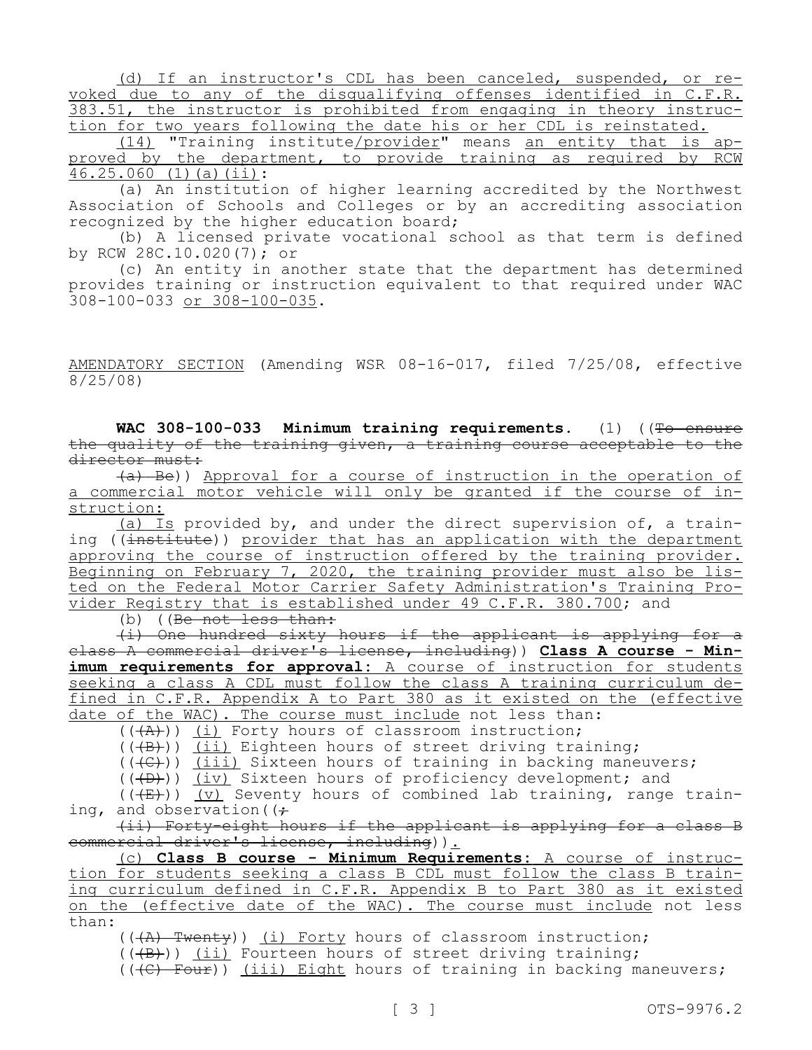(d) If an instructor's CDL has been canceled, suspended, or revoked due to any of the disqualifying offenses identified in C.F.R. 383.51, the instructor is prohibited from engaging in theory instruction for two years following the date his or her CDL is reinstated.

(14) "Training institute/provider" means an entity that is approved by the department, to provide training as required by RCW 46.25.060 (1)(a)(ii):

(a) An institution of higher learning accredited by the Northwest Association of Schools and Colleges or by an accrediting association recognized by the higher education board;

(b) A licensed private vocational school as that term is defined by RCW 28C.10.020(7); or

(c) An entity in another state that the department has determined provides training or instruction equivalent to that required under WAC 308-100-033 or 308-100-035.

AMENDATORY SECTION (Amending WSR 08-16-017, filed 7/25/08, effective 8/25/08)

**WAC 308-100-033 Minimum training requirements.** (1) ((To ensure the quality of the training given, a training course acceptable to the director must:

(a) Be)) Approval for a course of instruction in the operation of a commercial motor vehicle will only be granted if the course of instruction:

(a) Is provided by, and under the direct supervision of, a training ((institute)) provider that has an application with the department approving the course of instruction offered by the training provider. Beginning on February 7, 2020, the training provider must also be listed on the Federal Motor Carrier Safety Administration's Training Provider Registry that is established under 49 C.F.R. 380.700; and

(b) ((Be not less than:

(i) One hundred sixty hours if the applicant is applying for a class A commercial driver's license, including)) **Class A course - Minimum requirements for approval**: A course of instruction for students seeking a class A CDL must follow the class A training curriculum defined in C.F.R. Appendix A to Part 380 as it existed on the (effective date of the WAC). The course must include not less than:

(((A))) (i) Forty hours of classroom instruction;

(((B))) (ii) Eighteen hours of street driving training;

(((C))) (iii) Sixteen hours of training in backing maneuvers;

(((D))) (iv) Sixteen hours of proficiency development; and

(((E))) (v) Seventy hours of combined lab training, range training, and observation((;

(ii) Forty-eight hours if the applicant is applying for a class B commercial driver's license, including)).

(c) **Class B course - Minimum Requirements**: A course of instruction for students seeking a class B CDL must follow the class B training curriculum defined in C.F.R. Appendix B to Part 380 as it existed on the (effective date of the WAC). The course must include not less than:

(((A) Twenty)) (i) Forty hours of classroom instruction;

(((B))) (ii) Fourteen hours of street driving training;

(((C) Four)) (iii) Eight hours of training in backing maneuvers;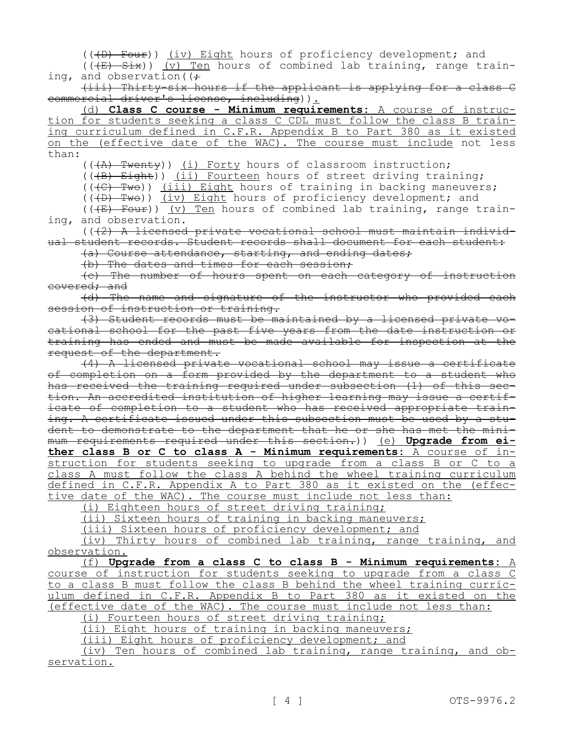((~~(D) Four~~)) <u>(iv) Eight</u> hours of proficiency development; and

((~~(E) Six~~)) <u>(v) Ten</u> hours of combined lab training, range training, and observation((~~;~~

~~(iii) Thirty-six hours if the applicant is applying for a class C commercial driver's license, including~~))<u>.</u>

<u>(d) **Class C course - Minimum requirements**: A course of instruction for students seeking a class C CDL must follow the class B training curriculum defined in C.F.R. Appendix B to Part 380 as it existed on the (effective date of the WAC). The course must include</u> not less than:

((~~(A) Twenty~~)) <u>(i) Forty</u> hours of classroom instruction;

((~~(B) Eight~~)) <u>(ii) Fourteen</u> hours of street driving training;

((~~(C) Two~~)) <u>(iii) Eight</u> hours of training in backing maneuvers;

((~~(D) Two~~)) <u>(iv) Eight</u> hours of proficiency development; and

((~~(E) Four~~)) <u>(v) Ten</u> hours of combined lab training, range training, and observation.

((~~(2) A licensed private vocational school must maintain individual student records. Student records shall document for each student:~~

~~(a) Course attendance, starting, and ending dates;~~

~~(b) The dates and times for each session;~~

~~(c) The number of hours spent on each category of instruction covered; and~~

~~(d) The name and signature of the instructor who provided each session of instruction or training.~~

~~(3) Student records must be maintained by a licensed private vocational school for the past five years from the date instruction or training has ended and must be made available for inspection at the request of the department.~~

~~(4) A licensed private vocational school may issue a certificate of completion on a form provided by the department to a student who has received the training required under subsection (1) of this section. An accredited institution of higher learning may issue a certificate of completion to a student who has received appropriate training. A certificate issued under this subsection must be used by a student to demonstrate to the department that he or she has met the minimum requirements required under this section.~~)) <u>(e) **Upgrade from either class B or C to class A - Minimum requirements**: A course of instruction for students seeking to upgrade from a class B or C to a class A must follow the class A behind the wheel training curriculum defined in C.F.R. Appendix A to Part 380 as it existed on the (effective date of the WAC). The course must include not less than:</u>

<u>(i) Eighteen hours of street driving training;</u>

<u>(ii) Sixteen hours of training in backing maneuvers;</u>

<u>(iii) Sixteen hours of proficiency development; and</u>

<u>(iv) Thirty hours of combined lab training, range training, and observation.</u>

<u>(f) **Upgrade from a class C to class B - Minimum requirements**: A course of instruction for students seeking to upgrade from a class C to a class B must follow the class B behind the wheel training curriculum defined in C.F.R. Appendix B to Part 380 as it existed on the (effective date of the WAC). The course must include not less than:</u>

<u>(i) Fourteen hours of street driving training;</u>

<u>(ii) Eight hours of training in backing maneuvers;</u>

<u>(iii) Eight hours of proficiency development; and</u>

<u>(iv) Ten hours of combined lab training, range training, and observation.</u>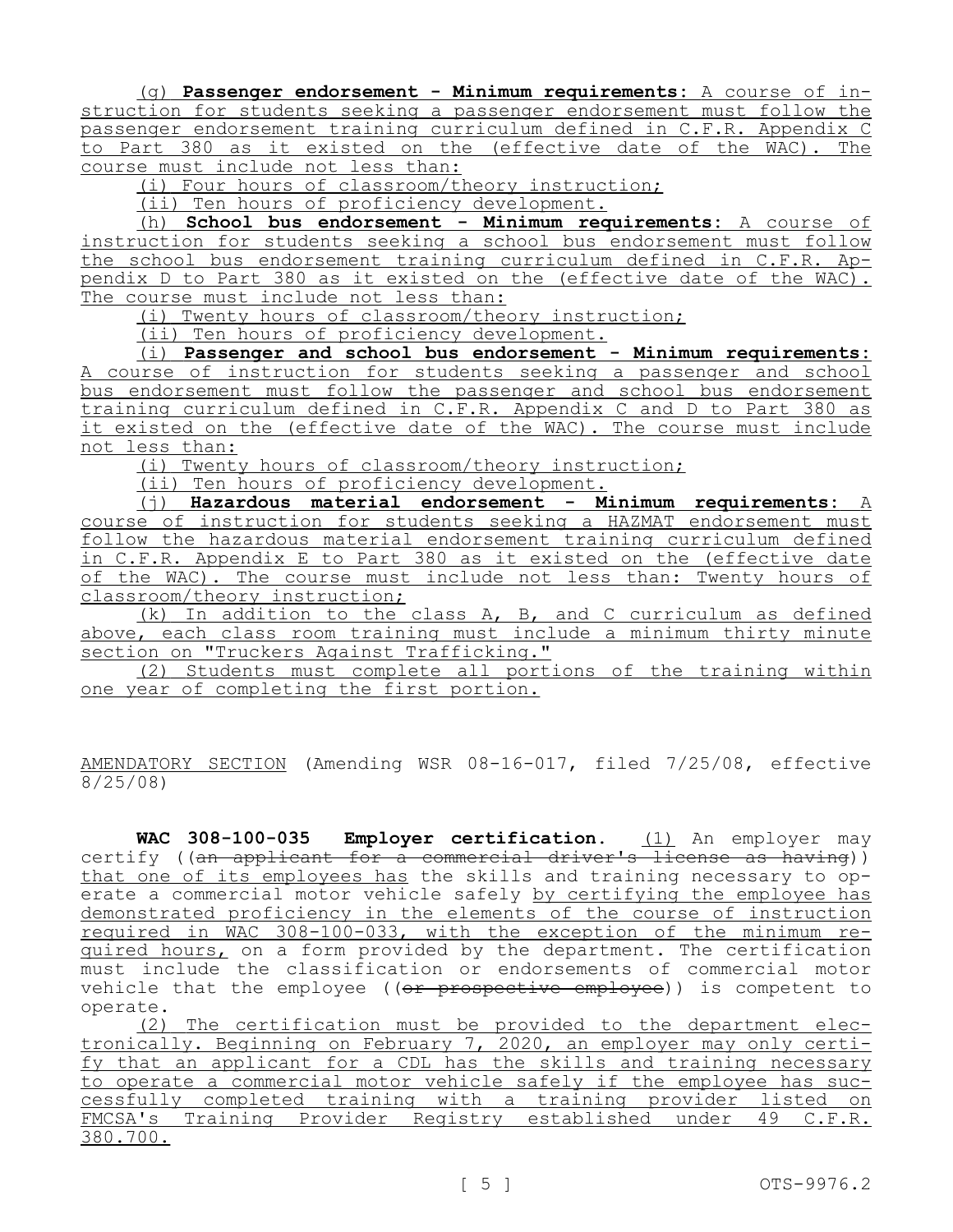(g) **Passenger endorsement - Minimum requirements**: A course of instruction for students seeking a passenger endorsement must follow the passenger endorsement training curriculum defined in C.F.R. Appendix C to Part 380 as it existed on the (effective date of the WAC). The course must include not less than:

(i) Four hours of classroom/theory instruction;

(ii) Ten hours of proficiency development.

(h) **School bus endorsement - Minimum requirements**: A course of instruction for students seeking a school bus endorsement must follow the school bus endorsement training curriculum defined in C.F.R. Appendix D to Part 380 as it existed on the (effective date of the WAC). The course must include not less than:

(i) Twenty hours of classroom/theory instruction;

(ii) Ten hours of proficiency development.

(i) **Passenger and school bus endorsement - Minimum requirements**: A course of instruction for students seeking a passenger and school bus endorsement must follow the passenger and school bus endorsement training curriculum defined in C.F.R. Appendix C and D to Part 380 as it existed on the (effective date of the WAC). The course must include not less than:

(i) Twenty hours of classroom/theory instruction;

(ii) Ten hours of proficiency development.

(j) **Hazardous material endorsement - Minimum requirements**: A course of instruction for students seeking a HAZMAT endorsement must follow the hazardous material endorsement training curriculum defined in C.F.R. Appendix E to Part 380 as it existed on the (effective date of the WAC). The course must include not less than: Twenty hours of classroom/theory instruction;

(k) In addition to the class A, B, and C curriculum as defined above, each class room training must include a minimum thirty minute section on "Truckers Against Trafficking."

(2) Students must complete all portions of the training within one year of completing the first portion.

AMENDATORY SECTION (Amending WSR 08-16-017, filed 7/25/08, effective 8/25/08)

**WAC 308-100-035 Employer certification.** (1) An employer may certify ((~~an applicant for a commercial driver's license as having~~)) that one of its employees has the skills and training necessary to operate a commercial motor vehicle safely by certifying the employee has demonstrated proficiency in the elements of the course of instruction required in WAC 308-100-033, with the exception of the minimum required hours, on a form provided by the department. The certification must include the classification or endorsements of commercial motor vehicle that the employee ((~~or prospective employee~~)) is competent to operate.

(2) The certification must be provided to the department electronically. Beginning on February 7, 2020, an employer may only certify that an applicant for a CDL has the skills and training necessary to operate a commercial motor vehicle safely if the employee has successfully completed training with a training provider listed on FMCSA's Training Provider Registry established under 49 C.F.R. 380.700.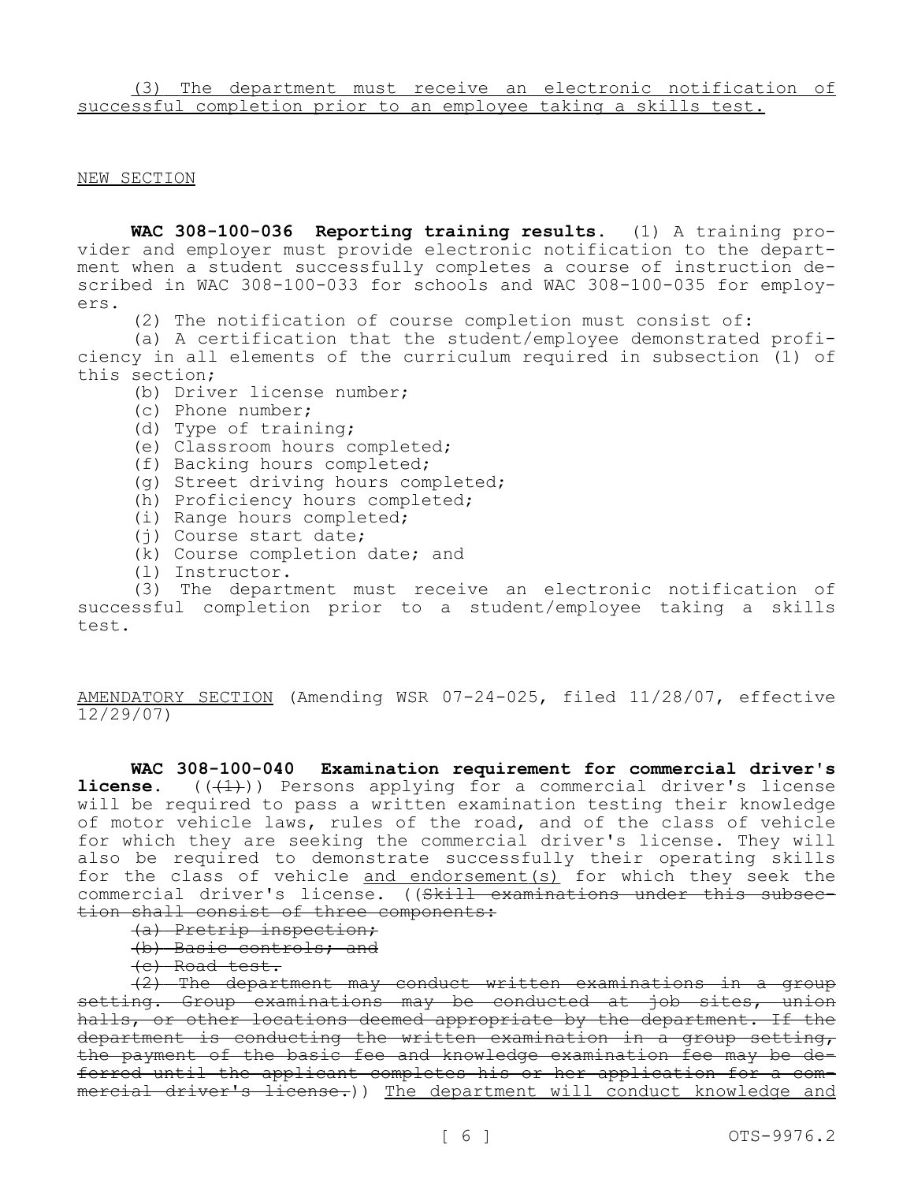(3) The department must receive an electronic notification of successful completion prior to an employee taking a skills test.

NEW SECTION

**WAC 308-100-036 Reporting training results.** (1) A training provider and employer must provide electronic notification to the department when a student successfully completes a course of instruction described in WAC 308-100-033 for schools and WAC 308-100-035 for employers.

(2) The notification of course completion must consist of:

(a) A certification that the student/employee demonstrated proficiency in all elements of the curriculum required in subsection (1) of this section;

(b) Driver license number;

(c) Phone number;

(d) Type of training;

(e) Classroom hours completed;

(f) Backing hours completed;

(g) Street driving hours completed;

(h) Proficiency hours completed;

(i) Range hours completed;

(j) Course start date;

(k) Course completion date; and

(l) Instructor.

(3) The department must receive an electronic notification of successful completion prior to a student/employee taking a skills test.

AMENDATORY SECTION (Amending WSR 07-24-025, filed 11/28/07, effective 12/29/07)

**WAC 308-100-040 Examination requirement for commercial driver's license.** ~~((~~~~(1)~~~~))~~ Persons applying for a commercial driver's license will be required to pass a written examination testing their knowledge of motor vehicle laws, rules of the road, and of the class of vehicle for which they are seeking the commercial driver's license. They will also be required to demonstrate successfully their operating skills for the class of vehicle and endorsement(s) for which they seek the commercial driver's license. ((~~Skill examinations under this subsection shall consist of three components:~~

~~(a) Pretrip inspection;~~

~~(b) Basic controls; and~~

~~(c) Road test.~~

~~(2) The department may conduct written examinations in a group setting. Group examinations may be conducted at job sites, union halls, or other locations deemed appropriate by the department. If the department is conducting the written examination in a group setting, the payment of the basic fee and knowledge examination fee may be deferred until the applicant completes his or her application for a commercial driver's license.~~)) The department will conduct knowledge and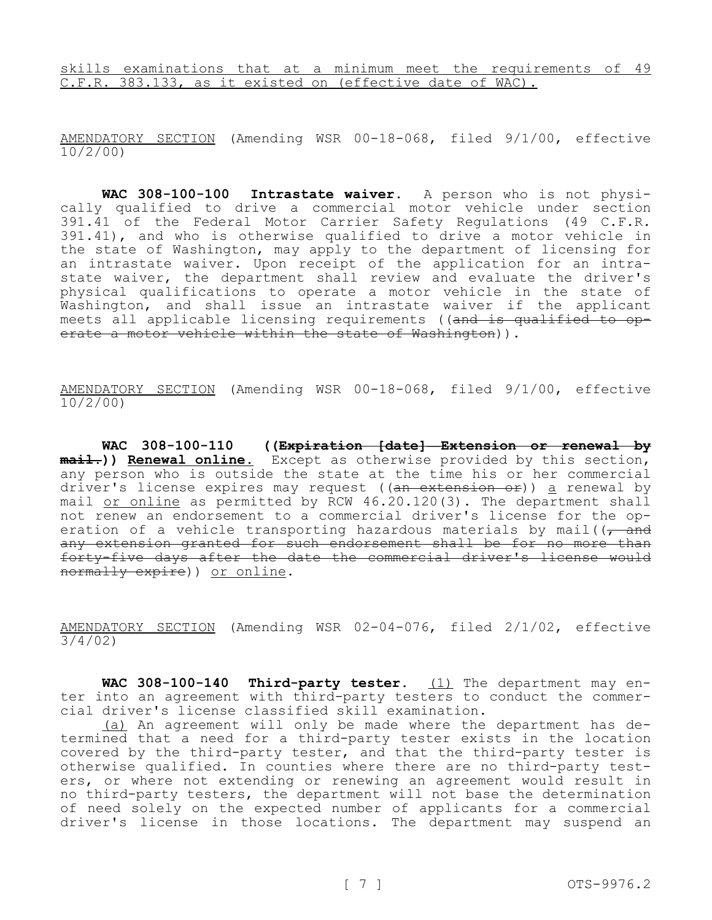skills examinations that at a minimum meet the requirements of 49 C.F.R. 383.133, as it existed on (effective date of WAC).

AMENDATORY SECTION (Amending WSR 00-18-068, filed 9/1/00, effective 10/2/00)

**WAC 308-100-100 Intrastate waiver.** A person who is not physically qualified to drive a commercial motor vehicle under section 391.41 of the Federal Motor Carrier Safety Regulations (49 C.F.R. 391.41), and who is otherwise qualified to drive a motor vehicle in the state of Washington, may apply to the department of licensing for an intrastate waiver. Upon receipt of the application for an intrastate waiver, the department shall review and evaluate the driver's physical qualifications to operate a motor vehicle in the state of Washington, and shall issue an intrastate waiver if the applicant meets all applicable licensing requirements ((~~and is qualified to operate a motor vehicle within the state of Washington~~)).

AMENDATORY SECTION (Amending WSR 00-18-068, filed 9/1/00, effective 10/2/00)

**WAC 308-100-110 ((~~Expiration [date] Extension or renewal by mail.~~)) Renewal online.** Except as otherwise provided by this section, any person who is outside the state at the time his or her commercial driver's license expires may request ((~~an extension or~~)) a renewal by mail or online as permitted by RCW 46.20.120(3). The department shall not renew an endorsement to a commercial driver's license for the operation of a vehicle transporting hazardous materials by mail((~~, and any extension granted for such endorsement shall be for no more than forty-five days after the date the commercial driver's license would normally expire~~)) or online.

AMENDATORY SECTION (Amending WSR 02-04-076, filed 2/1/02, effective 3/4/02)

**WAC 308-100-140 Third-party tester.** (1) The department may enter into an agreement with third-party testers to conduct the commercial driver's license classified skill examination.

(a) An agreement will only be made where the department has determined that a need for a third-party tester exists in the location covered by the third-party tester, and that the third-party tester is otherwise qualified. In counties where there are no third-party testers, or where not extending or renewing an agreement would result in no third-party testers, the department will not base the determination of need solely on the expected number of applicants for a commercial driver's license in those locations. The department may suspend an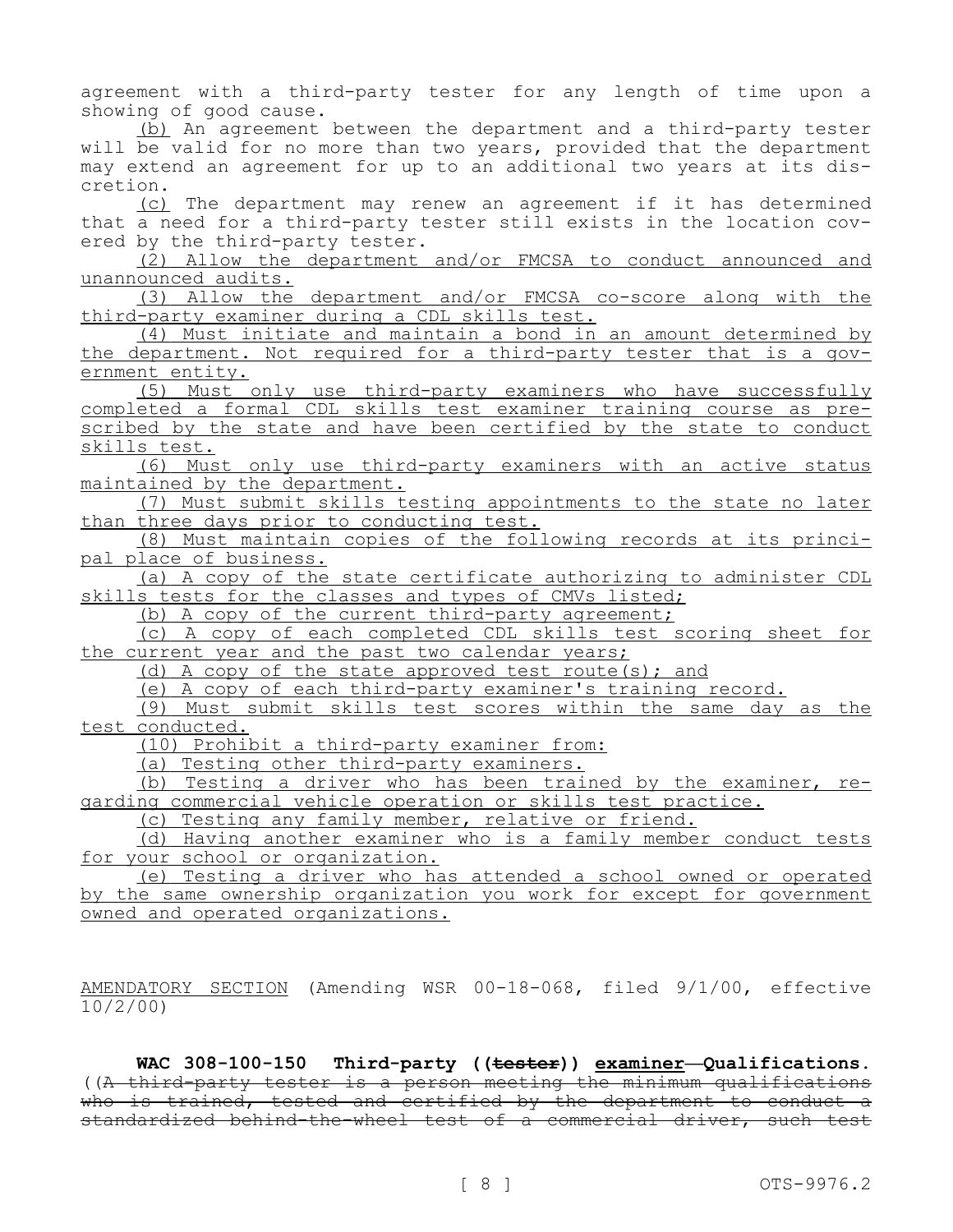agreement with a third-party tester for any length of time upon a showing of good cause.

(b) An agreement between the department and a third-party tester will be valid for no more than two years, provided that the department may extend an agreement for up to an additional two years at its discretion.

(c) The department may renew an agreement if it has determined that a need for a third-party tester still exists in the location covered by the third-party tester.

(2) Allow the department and/or FMCSA to conduct announced and unannounced audits.

(3) Allow the department and/or FMCSA co-score along with the third-party examiner during a CDL skills test.

(4) Must initiate and maintain a bond in an amount determined by the department. Not required for a third-party tester that is a government entity.

(5) Must only use third-party examiners who have successfully completed a formal CDL skills test examiner training course as prescribed by the state and have been certified by the state to conduct skills test.

(6) Must only use third-party examiners with an active status maintained by the department.

(7) Must submit skills testing appointments to the state no later than three days prior to conducting test.

(8) Must maintain copies of the following records at its principal place of business.

(a) A copy of the state certificate authorizing to administer CDL skills tests for the classes and types of CMVs listed;

(b) A copy of the current third-party agreement;

(c) A copy of each completed CDL skills test scoring sheet for the current year and the past two calendar years;

(d) A copy of the state approved test route(s); and

(e) A copy of each third-party examiner's training record.

(9) Must submit skills test scores within the same day as the test conducted.

(10) Prohibit a third-party examiner from:

(a) Testing other third-party examiners.

(b) Testing a driver who has been trained by the examiner, regarding commercial vehicle operation or skills test practice.

(c) Testing any family member, relative or friend.

(d) Having another examiner who is a family member conduct tests for your school or organization.

(e) Testing a driver who has attended a school owned or operated by the same ownership organization you work for except for government owned and operated organizations.

AMENDATORY SECTION (Amending WSR 00-18-068, filed 9/1/00, effective 10/2/00)

**WAC 308-100-150 Third-party ((~~tester~~)) examiner—Qualifications.** ((~~A third-party tester is a person meeting the minimum qualifications who is trained, tested and certified by the department to conduct a standardized behind-the-wheel test of a commercial driver, such test~~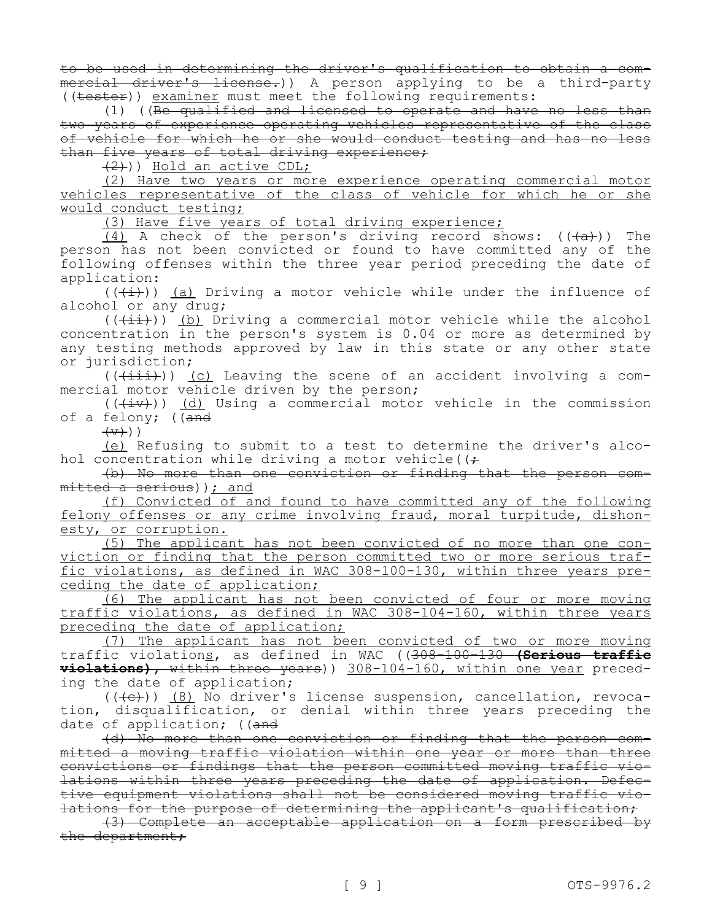to be used in determining the driver's qualification to obtain a commercial driver's license.)) A person applying to be a third-party ((tester)) examiner must meet the following requirements:

(1) ((Be qualified and licensed to operate and have no less than two years of experience operating vehicles representative of the class of vehicle for which he or she would conduct testing and has no less than five years of total driving experience;

(2))) Hold an active CDL;

(2) Have two years or more experience operating commercial motor vehicles representative of the class of vehicle for which he or she would conduct testing;

(3) Have five years of total driving experience;

(4) A check of the person's driving record shows: (((a))) The person has not been convicted or found to have committed any of the following offenses within the three year period preceding the date of application:

(((i))) (a) Driving a motor vehicle while under the influence of alcohol or any drug;

(((ii))) (b) Driving a commercial motor vehicle while the alcohol concentration in the person's system is 0.04 or more as determined by any testing methods approved by law in this state or any other state or jurisdiction;

(((iii))) (c) Leaving the scene of an accident involving a commercial motor vehicle driven by the person;

(((iv))) (d) Using a commercial motor vehicle in the commission of a felony; ((and

(v)))

(e) Refusing to submit to a test to determine the driver's alcohol concentration while driving a motor vehicle((;

(b) No more than one conviction or finding that the person committed a serious)); and

(f) Convicted of and found to have committed any of the following felony offenses or any crime involving fraud, moral turpitude, dishonesty, or corruption.

(5) The applicant has not been convicted of no more than one conviction or finding that the person committed two or more serious traffic violations, as defined in WAC 308-100-130, within three years preceding the date of application;

(6) The applicant has not been convicted of four or more moving traffic violations, as defined in WAC 308-104-160, within three years preceding the date of application;

(7) The applicant has not been convicted of two or more moving traffic violations, as defined in WAC ((308-100-130 **(Serious traffic violations)**, within three years)) 308-104-160, within one year preceding the date of application;

(((c))) (8) No driver's license suspension, cancellation, revocation, disqualification, or denial within three years preceding the date of application; ((and

(d) No more than one conviction or finding that the person committed a moving traffic violation within one year or more than three convictions or findings that the person committed moving traffic violations within three years preceding the date of application. Defective equipment violations shall not be considered moving traffic violations for the purpose of determining the applicant's qualification;

(3) Complete an acceptable application on a form prescribed by the department;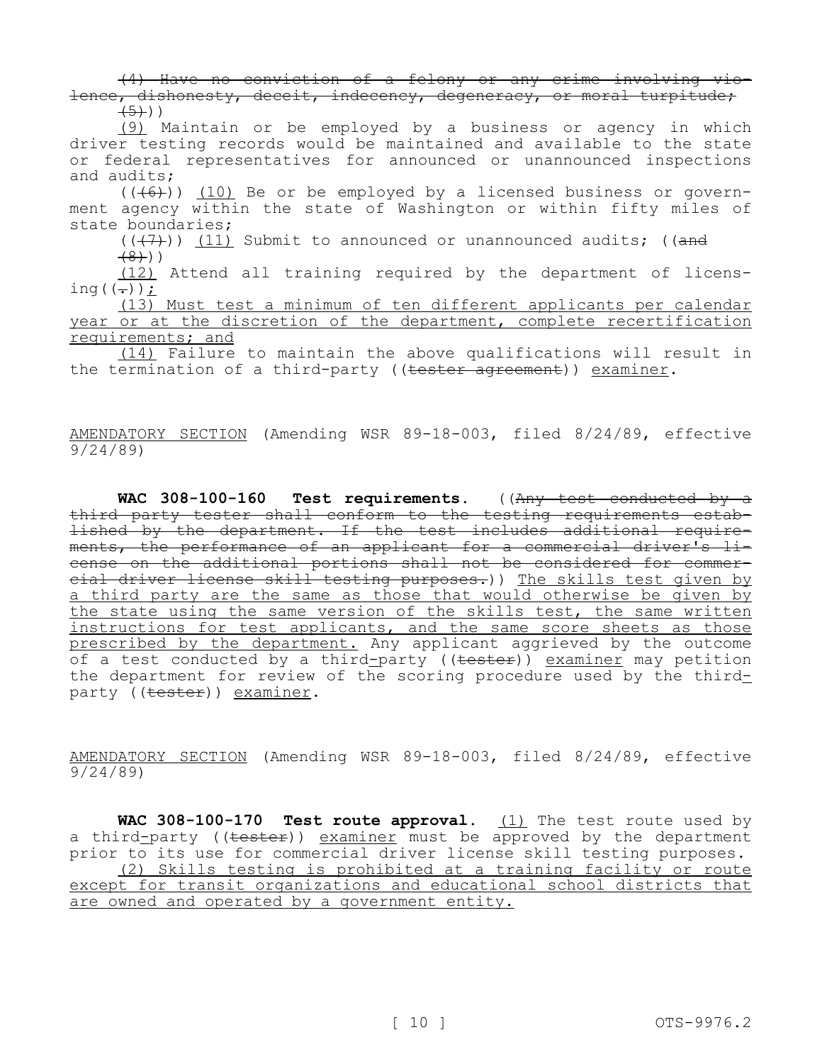~~(4) Have no conviction of a felony or any crime involving violence, dishonesty, deceit, indecency, degeneracy, or moral turpitude;~~
~~(5)~~))

<u>(9)</u> Maintain or be employed by a business or agency in which driver testing records would be maintained and available to the state or federal representatives for announced or unannounced inspections and audits;

((~~(6)~~)) <u>(10)</u> Be or be employed by a licensed business or government agency within the state of Washington or within fifty miles of state boundaries;

((~~(7)~~)) <u>(11)</u> Submit to announced or unannounced audits; ((~~and~~
~~(8)~~))

<u>(12)</u> Attend all training required by the department of licensing((~~.~~))<u>;</u>

<u>(13) Must test a minimum of ten different applicants per calendar year or at the discretion of the department, complete recertification requirements; and</u>

<u>(14)</u> Failure to maintain the above qualifications will result in the termination of a third-party ((~~tester agreement~~)) <u>examiner</u>.

<u>AMENDATORY SECTION</u> (Amending WSR 89-18-003, filed 8/24/89, effective 9/24/89)

**WAC 308-100-160 Test requirements.** ((~~Any test conducted by a third party tester shall conform to the testing requirements established by the department. If the test includes additional requirements, the performance of an applicant for a commercial driver's license on the additional portions shall not be considered for commercial driver license skill testing purposes.~~)) <u>The skills test given by a third party are the same as those that would otherwise be given by the state using the same version of the skills test, the same written instructions for test applicants, and the same score sheets as those prescribed by the department.</u> Any applicant aggrieved by the outcome of a test conducted by a third<u>-</u>party ((~~tester~~)) <u>examiner</u> may petition the department for review of the scoring procedure used by the third<u>-</u>party ((~~tester~~)) <u>examiner</u>.

<u>AMENDATORY SECTION</u> (Amending WSR 89-18-003, filed 8/24/89, effective 9/24/89)

**WAC 308-100-170 Test route approval.** <u>(1)</u> The test route used by a third<u>-</u>party ((~~tester~~)) <u>examiner</u> must be approved by the department prior to its use for commercial driver license skill testing purposes.

<u>(2) Skills testing is prohibited at a training facility or route except for transit organizations and educational school districts that are owned and operated by a government entity.</u>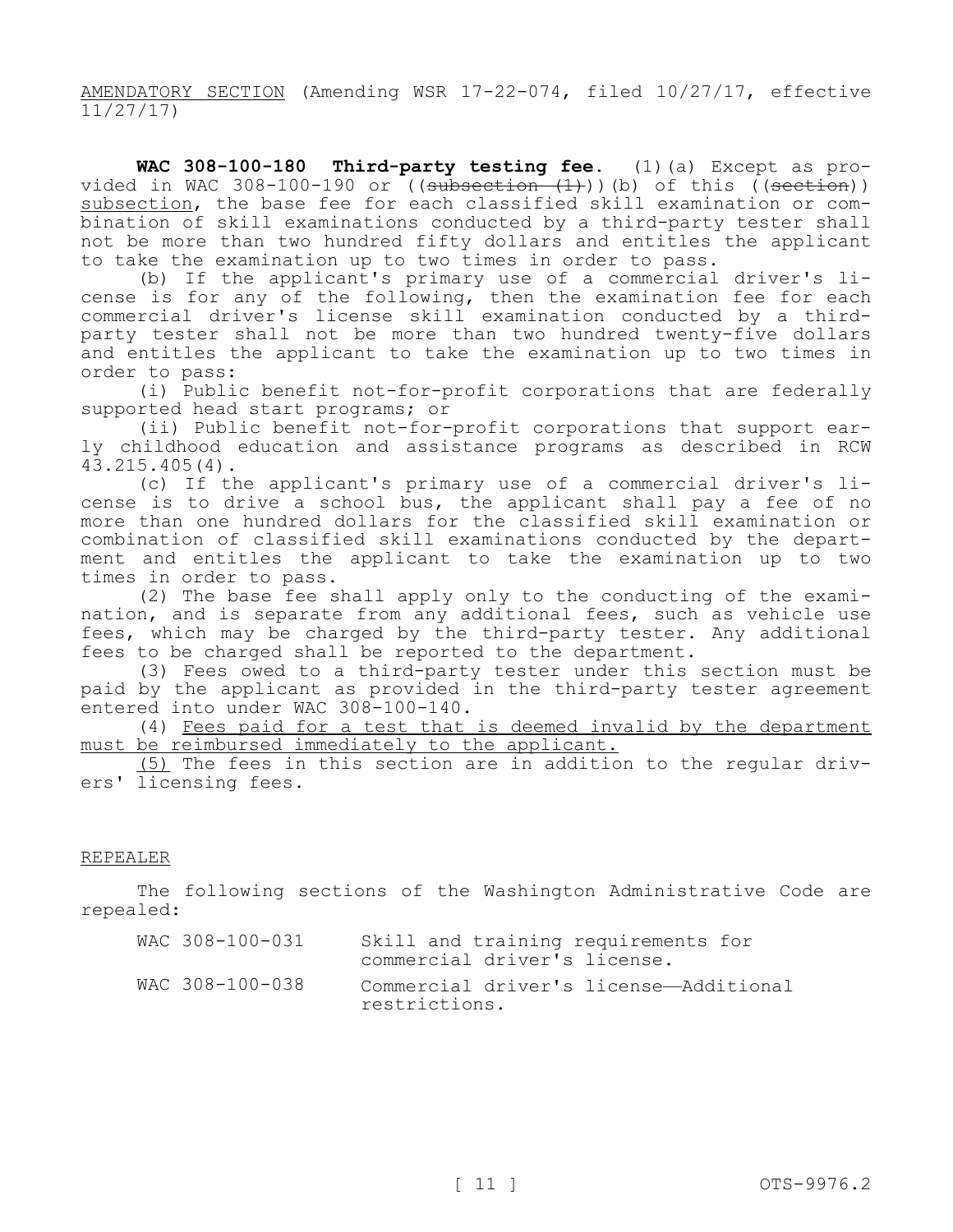AMENDATORY SECTION (Amending WSR 17-22-074, filed 10/27/17, effective 11/27/17)

**WAC 308-100-180 Third-party testing fee.** (1)(a) Except as provided in WAC 308-100-190 or ((~~subsection (1)~~))(b) of this ((~~section~~)) subsection, the base fee for each classified skill examination or combination of skill examinations conducted by a third-party tester shall not be more than two hundred fifty dollars and entitles the applicant to take the examination up to two times in order to pass.

(b) If the applicant's primary use of a commercial driver's license is for any of the following, then the examination fee for each commercial driver's license skill examination conducted by a third-party tester shall not be more than two hundred twenty-five dollars and entitles the applicant to take the examination up to two times in order to pass:

(i) Public benefit not-for-profit corporations that are federally supported head start programs; or

(ii) Public benefit not-for-profit corporations that support early childhood education and assistance programs as described in RCW 43.215.405(4).

(c) If the applicant's primary use of a commercial driver's license is to drive a school bus, the applicant shall pay a fee of no more than one hundred dollars for the classified skill examination or combination of classified skill examinations conducted by the department and entitles the applicant to take the examination up to two times in order to pass.

(2) The base fee shall apply only to the conducting of the examination, and is separate from any additional fees, such as vehicle use fees, which may be charged by the third-party tester. Any additional fees to be charged shall be reported to the department.

(3) Fees owed to a third-party tester under this section must be paid by the applicant as provided in the third-party tester agreement entered into under WAC 308-100-140.

(4) Fees paid for a test that is deemed invalid by the department must be reimbursed immediately to the applicant.

(5) The fees in this section are in addition to the regular drivers' licensing fees.

REPEALER

The following sections of the Washington Administrative Code are repealed:

| | |
|---|---|
| WAC 308-100-031 | Skill and training requirements for commercial driver's license. |
| WAC 308-100-038 | Commercial driver's license—Additional restrictions. |